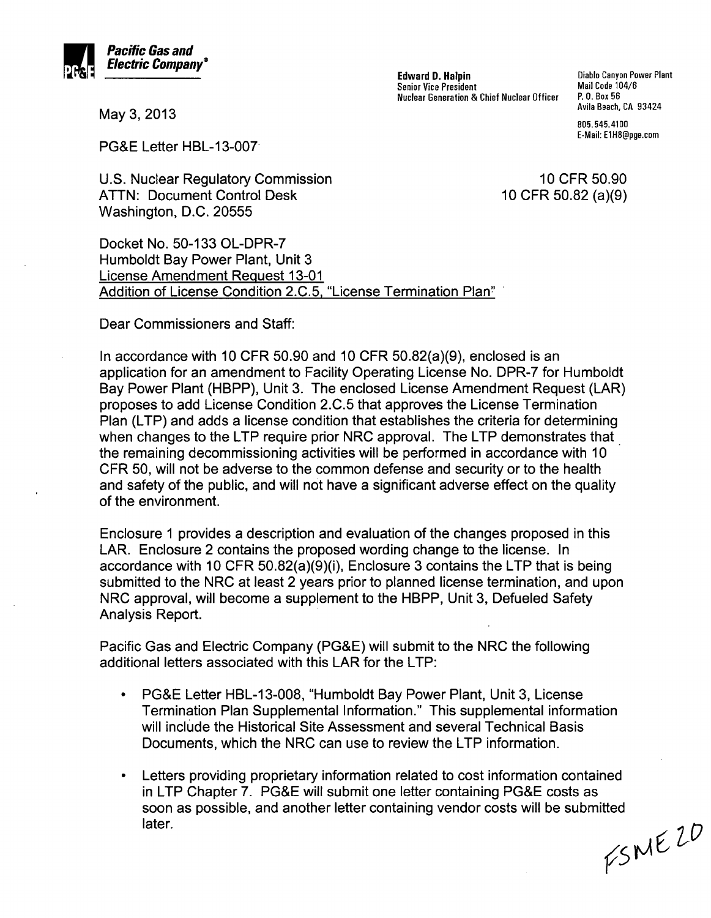**Pacific Gas and Electric Company®**

**Edward D. Halpin**
Senior Vice President
Nuclear Generation & Chief Nuclear Officer

Diablo Canyon Power Plant
Mail Code 104/6
P. O. Box 56
Avila Beach, CA 93424

805.545.4100
E-Mail: E1H8@pge.com

May 3, 2013

PG&E Letter HBL-13-007

U.S. Nuclear Regulatory Commission
ATTN: Document Control Desk
Washington, D.C. 20555

10 CFR 50.90
10 CFR 50.82 (a)(9)

Docket No. 50-133 OL-DPR-7
Humboldt Bay Power Plant, Unit 3
License Amendment Request 13-01
Addition of License Condition 2.C.5, "License Termination Plan"

Dear Commissioners and Staff:

In accordance with 10 CFR 50.90 and 10 CFR 50.82(a)(9), enclosed is an application for an amendment to Facility Operating License No. DPR-7 for Humboldt Bay Power Plant (HBPP), Unit 3. The enclosed License Amendment Request (LAR) proposes to add License Condition 2.C.5 that approves the License Termination Plan (LTP) and adds a license condition that establishes the criteria for determining when changes to the LTP require prior NRC approval. The LTP demonstrates that the remaining decommissioning activities will be performed in accordance with 10 CFR 50, will not be adverse to the common defense and security or to the health and safety of the public, and will not have a significant adverse effect on the quality of the environment.

Enclosure 1 provides a description and evaluation of the changes proposed in this LAR. Enclosure 2 contains the proposed wording change to the license. In accordance with 10 CFR 50.82(a)(9)(i), Enclosure 3 contains the LTP that is being submitted to the NRC at least 2 years prior to planned license termination, and upon NRC approval, will become a supplement to the HBPP, Unit 3, Defueled Safety Analysis Report.

Pacific Gas and Electric Company (PG&E) will submit to the NRC the following additional letters associated with this LAR for the LTP:

- PG&E Letter HBL-13-008, "Humboldt Bay Power Plant, Unit 3, License Termination Plan Supplemental Information." This supplemental information will include the Historical Site Assessment and several Technical Basis Documents, which the NRC can use to review the LTP information.
- Letters providing proprietary information related to cost information contained in LTP Chapter 7. PG&E will submit one letter containing PG&E costs as soon as possible, and another letter containing vendor costs will be submitted later.

FSME 20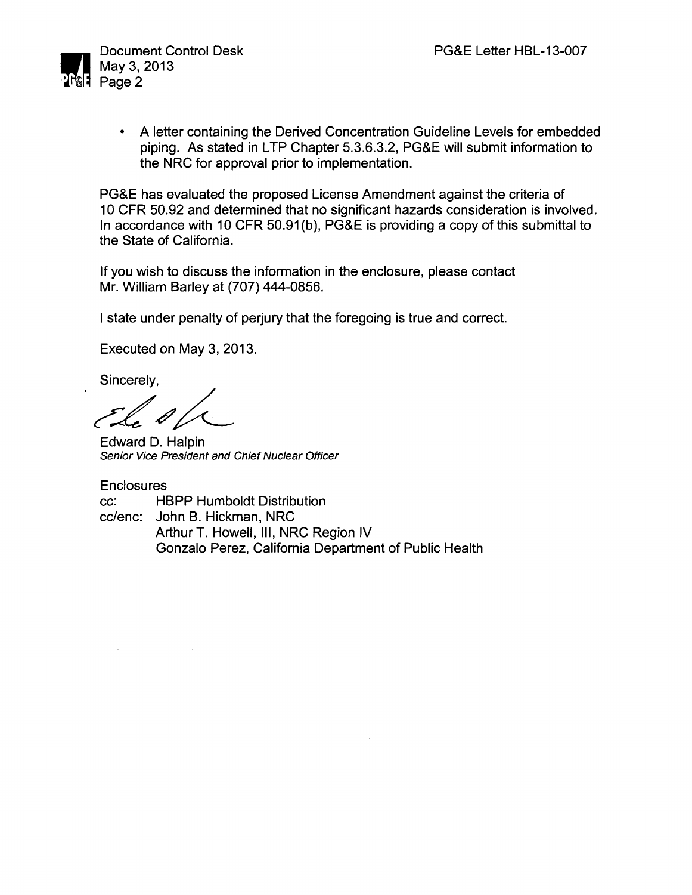- A letter containing the Derived Concentration Guideline Levels for embedded piping. As stated in LTP Chapter 5.3.6.3.2, PG&E will submit information to the NRC for approval prior to implementation.

PG&E has evaluated the proposed License Amendment against the criteria of 10 CFR 50.92 and determined that no significant hazards consideration is involved. In accordance with 10 CFR 50.91(b), PG&E is providing a copy of this submittal to the State of California.

If you wish to discuss the information in the enclosure, please contact Mr. William Barley at (707) 444-0856.

I state under penalty of perjury that the foregoing is true and correct.

Executed on May 3, 2013.

Sincerely,

Edward D. Halpin
*Senior Vice President and Chief Nuclear Officer*

Enclosures

cc: HBPP Humboldt Distribution

cc/enc: John B. Hickman, NRC
Arthur T. Howell, III, NRC Region IV
Gonzalo Perez, California Department of Public Health